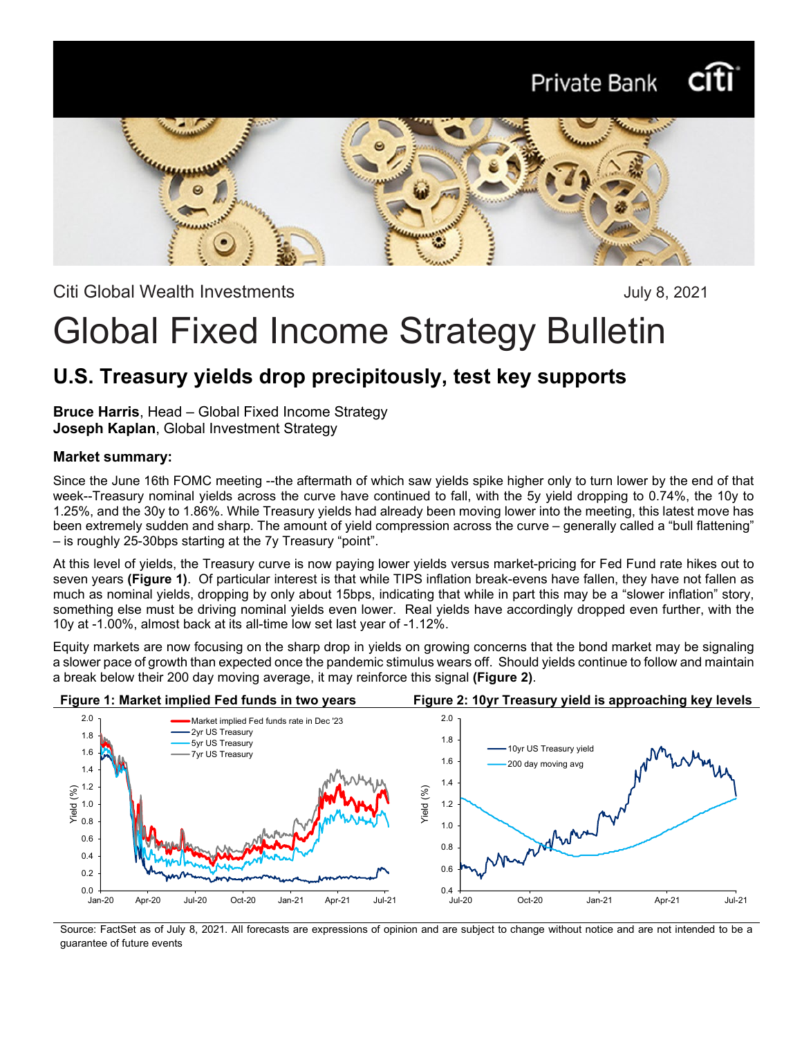Citi Global Wealth Investments

July 8, 2021

# Global Fixed Income Strategy Bulletin

## U.S. Treasury yields drop precipitously, test key supports

**Bruce Harris**, Head – Global Fixed Income Strategy
**Joseph Kaplan**, Global Investment Strategy

### Market summary:

Since the June 16th FOMC meeting --the aftermath of which saw yields spike higher only to turn lower by the end of that week--Treasury nominal yields across the curve have continued to fall, with the 5y yield dropping to 0.74%, the 10y to 1.25%, and the 30y to 1.86%. While Treasury yields had already been moving lower into the meeting, this latest move has been extremely sudden and sharp. The amount of yield compression across the curve – generally called a "bull flattening" – is roughly 25-30bps starting at the 7y Treasury "point".

At this level of yields, the Treasury curve is now paying lower yields versus market-pricing for Fed Fund rate hikes out to seven years **(Figure 1)**. Of particular interest is that while TIPS inflation break-evens have fallen, they have not fallen as much as nominal yields, dropping by only about 15bps, indicating that while in part this may be a "slower inflation" story, something else must be driving nominal yields even lower. Real yields have accordingly dropped even further, with the 10y at -1.00%, almost back at its all-time low set last year of -1.12%.

Equity markets are now focusing on the sharp drop in yields on growing concerns that the bond market may be signaling a slower pace of growth than expected once the pandemic stimulus wears off. Should yields continue to follow and maintain a break below their 200 day moving average, it may reinforce this signal **(Figure 2)**.

**Figure 1: Market implied Fed funds in two years**

**Figure 2: 10yr Treasury yield is approaching key levels**

Source: FactSet as of July 8, 2021. All forecasts are expressions of opinion and are subject to change without notice and are not intended to be a guarantee of future events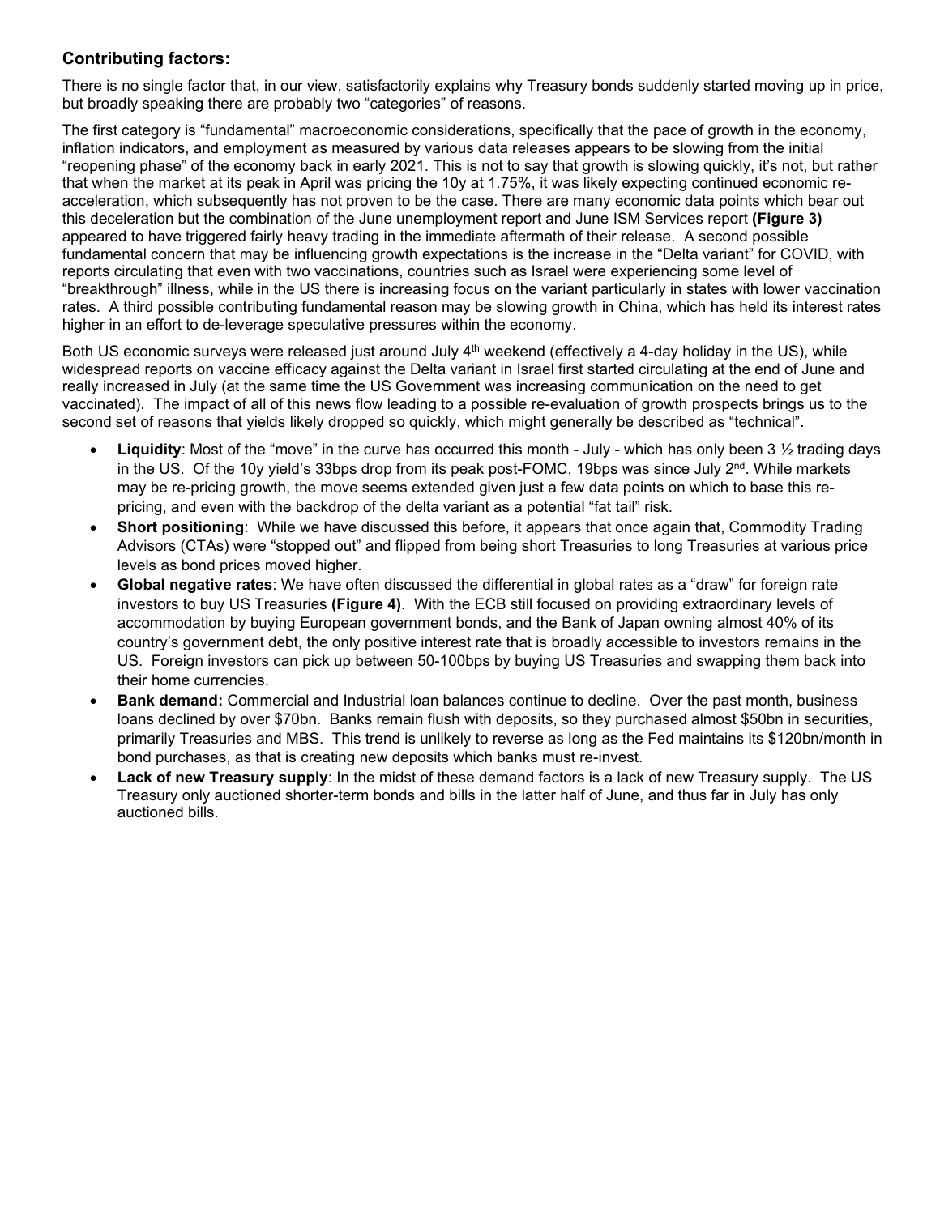### Contributing factors:

There is no single factor that, in our view, satisfactorily explains why Treasury bonds suddenly started moving up in price, but broadly speaking there are probably two "categories" of reasons.

The first category is "fundamental" macroeconomic considerations, specifically that the pace of growth in the economy, inflation indicators, and employment as measured by various data releases appears to be slowing from the initial "reopening phase" of the economy back in early 2021. This is not to say that growth is slowing quickly, it's not, but rather that when the market at its peak in April was pricing the 10y at 1.75%, it was likely expecting continued economic re-acceleration, which subsequently has not proven to be the case. There are many economic data points which bear out this deceleration but the combination of the June unemployment report and June ISM Services report **(Figure 3)** appeared to have triggered fairly heavy trading in the immediate aftermath of their release. A second possible fundamental concern that may be influencing growth expectations is the increase in the "Delta variant" for COVID, with reports circulating that even with two vaccinations, countries such as Israel were experiencing some level of "breakthrough" illness, while in the US there is increasing focus on the variant particularly in states with lower vaccination rates. A third possible contributing fundamental reason may be slowing growth in China, which has held its interest rates higher in an effort to de-leverage speculative pressures within the economy.

Both US economic surveys were released just around July 4th weekend (effectively a 4-day holiday in the US), while widespread reports on vaccine efficacy against the Delta variant in Israel first started circulating at the end of June and really increased in July (at the same time the US Government was increasing communication on the need to get vaccinated). The impact of all of this news flow leading to a possible re-evaluation of growth prospects brings us to the second set of reasons that yields likely dropped so quickly, which might generally be described as "technical".

- **Liquidity**: Most of the "move" in the curve has occurred this month - July - which has only been 3 ½ trading days in the US. Of the 10y yield's 33bps drop from its peak post-FOMC, 19bps was since July 2nd. While markets may be re-pricing growth, the move seems extended given just a few data points on which to base this re-pricing, and even with the backdrop of the delta variant as a potential "fat tail" risk.
- **Short positioning**: While we have discussed this before, it appears that once again that, Commodity Trading Advisors (CTAs) were "stopped out" and flipped from being short Treasuries to long Treasuries at various price levels as bond prices moved higher.
- **Global negative rates**: We have often discussed the differential in global rates as a "draw" for foreign rate investors to buy US Treasuries **(Figure 4)**. With the ECB still focused on providing extraordinary levels of accommodation by buying European government bonds, and the Bank of Japan owning almost 40% of its country's government debt, the only positive interest rate that is broadly accessible to investors remains in the US. Foreign investors can pick up between 50-100bps by buying US Treasuries and swapping them back into their home currencies.
- **Bank demand:** Commercial and Industrial loan balances continue to decline. Over the past month, business loans declined by over $70bn. Banks remain flush with deposits, so they purchased almost $50bn in securities, primarily Treasuries and MBS. This trend is unlikely to reverse as long as the Fed maintains its $120bn/month in bond purchases, as that is creating new deposits which banks must re-invest.
- **Lack of new Treasury supply**: In the midst of these demand factors is a lack of new Treasury supply. The US Treasury only auctioned shorter-term bonds and bills in the latter half of June, and thus far in July has only auctioned bills.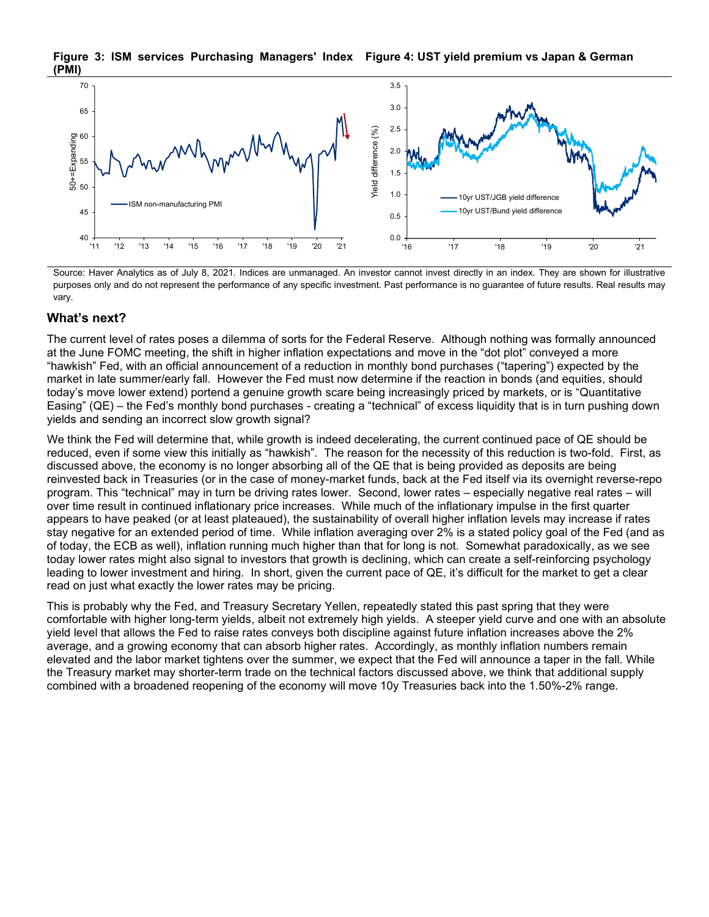**Figure 3: ISM services Purchasing Managers' Index (PMI)**

**Figure 4: UST yield premium vs Japan & German**

Source: Haver Analytics as of July 8, 2021. Indices are unmanaged. An investor cannot invest directly in an index. They are shown for illustrative purposes only and do not represent the performance of any specific investment. Past performance is no guarantee of future results. Real results may vary.

## What's next?

The current level of rates poses a dilemma of sorts for the Federal Reserve. Although nothing was formally announced at the June FOMC meeting, the shift in higher inflation expectations and move in the "dot plot" conveyed a more "hawkish" Fed, with an official announcement of a reduction in monthly bond purchases ("tapering") expected by the market in late summer/early fall. However the Fed must now determine if the reaction in bonds (and equities, should today's move lower extend) portend a genuine growth scare being increasingly priced by markets, or is "Quantitative Easing" (QE) – the Fed's monthly bond purchases - creating a "technical" of excess liquidity that is in turn pushing down yields and sending an incorrect slow growth signal?

We think the Fed will determine that, while growth is indeed decelerating, the current continued pace of QE should be reduced, even if some view this initially as "hawkish". The reason for the necessity of this reduction is two-fold. First, as discussed above, the economy is no longer absorbing all of the QE that is being provided as deposits are being reinvested back in Treasuries (or in the case of money-market funds, back at the Fed itself via its overnight reverse-repo program. This "technical" may in turn be driving rates lower. Second, lower rates – especially negative real rates – will over time result in continued inflationary price increases. While much of the inflationary impulse in the first quarter appears to have peaked (or at least plateaued), the sustainability of overall higher inflation levels may increase if rates stay negative for an extended period of time. While inflation averaging over 2% is a stated policy goal of the Fed (and as of today, the ECB as well), inflation running much higher than that for long is not. Somewhat paradoxically, as we see today lower rates might also signal to investors that growth is declining, which can create a self-reinforcing psychology leading to lower investment and hiring. In short, given the current pace of QE, it's difficult for the market to get a clear read on just what exactly the lower rates may be pricing.

This is probably why the Fed, and Treasury Secretary Yellen, repeatedly stated this past spring that they were comfortable with higher long-term yields, albeit not extremely high yields. A steeper yield curve and one with an absolute yield level that allows the Fed to raise rates conveys both discipline against future inflation increases above the 2% average, and a growing economy that can absorb higher rates. Accordingly, as monthly inflation numbers remain elevated and the labor market tightens over the summer, we expect that the Fed will announce a taper in the fall. While the Treasury market may shorter-term trade on the technical factors discussed above, we think that additional supply combined with a broadened reopening of the economy will move 10y Treasuries back into the 1.50%-2% range.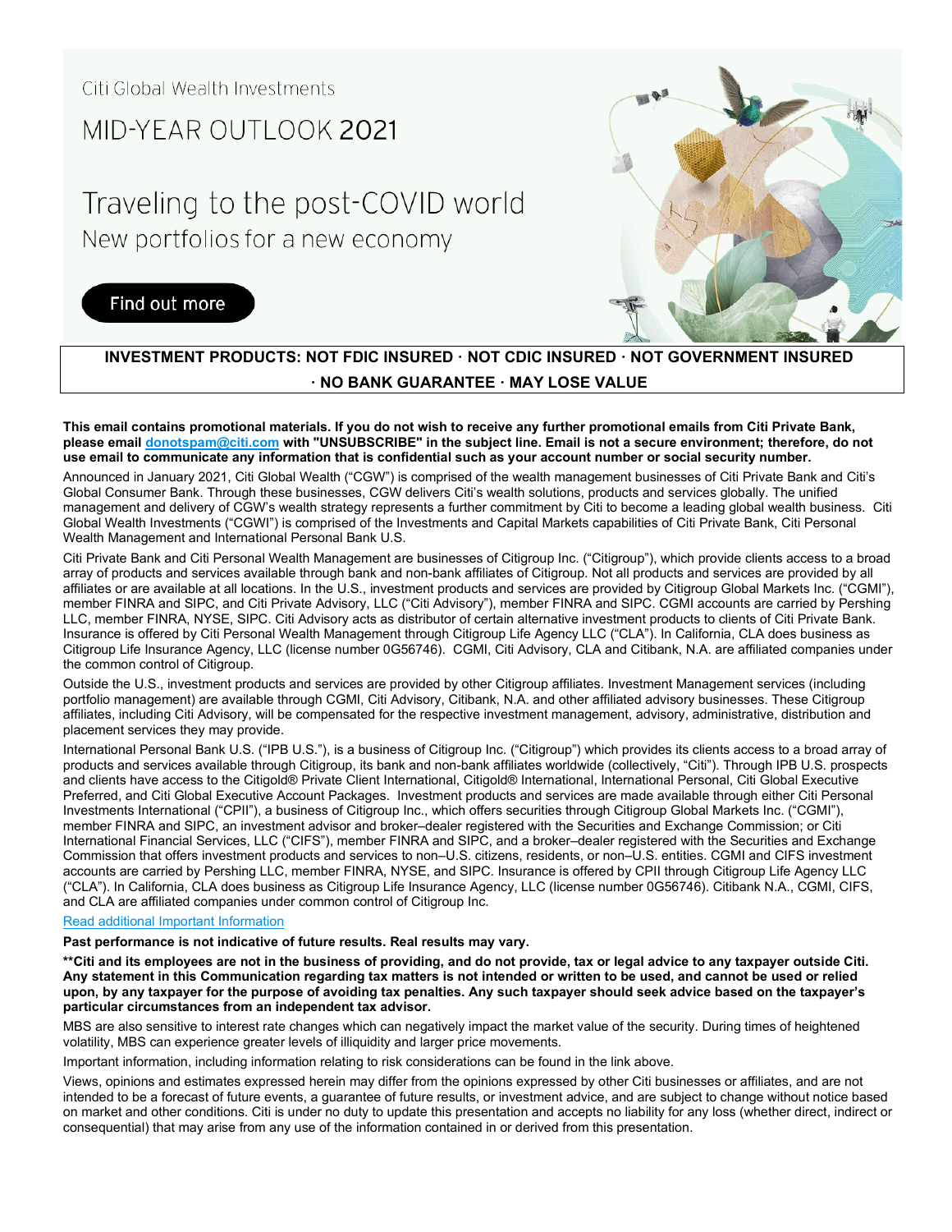Citi Global Wealth Investments

# MID-YEAR OUTLOOK 2021

## Traveling to the post-COVID world

New portfolios for a new economy

Find out more

**INVESTMENT PRODUCTS: NOT FDIC INSURED · NOT CDIC INSURED · NOT GOVERNMENT INSURED · NO BANK GUARANTEE · MAY LOSE VALUE**

**This email contains promotional materials. If you do not wish to receive any further promotional emails from Citi Private Bank, please email [donotspam@citi.com](mailto:donotspam@citi.com) with "UNSUBSCRIBE" in the subject line. Email is not a secure environment; therefore, do not use email to communicate any information that is confidential such as your account number or social security number.**

Announced in January 2021, Citi Global Wealth ("CGW") is comprised of the wealth management businesses of Citi Private Bank and Citi's Global Consumer Bank. Through these businesses, CGW delivers Citi's wealth solutions, products and services globally. The unified management and delivery of CGW's wealth strategy represents a further commitment by Citi to become a leading global wealth business. Citi Global Wealth Investments ("CGWI") is comprised of the Investments and Capital Markets capabilities of Citi Private Bank, Citi Personal Wealth Management and International Personal Bank U.S.

Citi Private Bank and Citi Personal Wealth Management are businesses of Citigroup Inc. ("Citigroup"), which provide clients access to a broad array of products and services available through bank and non-bank affiliates of Citigroup. Not all products and services are provided by all affiliates or are available at all locations. In the U.S., investment products and services are provided by Citigroup Global Markets Inc. ("CGMI"), member FINRA and SIPC, and Citi Private Advisory, LLC ("Citi Advisory"), member FINRA and SIPC. CGMI accounts are carried by Pershing LLC, member FINRA, NYSE, SIPC. Citi Advisory acts as distributor of certain alternative investment products to clients of Citi Private Bank. Insurance is offered by Citi Personal Wealth Management through Citigroup Life Agency LLC ("CLA"). In California, CLA does business as Citigroup Life Insurance Agency, LLC (license number 0G56746). CGMI, Citi Advisory, CLA and Citibank, N.A. are affiliated companies under the common control of Citigroup.

Outside the U.S., investment products and services are provided by other Citigroup affiliates. Investment Management services (including portfolio management) are available through CGMI, Citi Advisory, Citibank, N.A. and other affiliated advisory businesses. These Citigroup affiliates, including Citi Advisory, will be compensated for the respective investment management, advisory, administrative, distribution and placement services they may provide.

International Personal Bank U.S. ("IPB U.S."), is a business of Citigroup Inc. ("Citigroup") which provides its clients access to a broad array of products and services available through Citigroup, its bank and non-bank affiliates worldwide (collectively, "Citi"). Through IPB U.S. prospects and clients have access to the Citigold® Private Client International, Citigold® International, International Personal, Citi Global Executive Preferred, and Citi Global Executive Account Packages. Investment products and services are made available through either Citi Personal Investments International ("CPII"), a business of Citigroup Inc., which offers securities through Citigroup Global Markets Inc. ("CGMI"), member FINRA and SIPC, an investment advisor and broker–dealer registered with the Securities and Exchange Commission; or Citi International Financial Services, LLC ("CIFS"), member FINRA and SIPC, and a broker–dealer registered with the Securities and Exchange Commission that offers investment products and services to non–U.S. citizens, residents, or non–U.S. entities. CGMI and CIFS investment accounts are carried by Pershing LLC, member FINRA, NYSE, and SIPC. Insurance is offered by CPII through Citigroup Life Agency LLC ("CLA"). In California, CLA does business as Citigroup Life Insurance Agency, LLC (license number 0G56746). Citibank N.A., CGMI, CIFS, and CLA are affiliated companies under common control of Citigroup Inc.

Read additional Important Information

**Past performance is not indicative of future results. Real results may vary.**

****Citi and its employees are not in the business of providing, and do not provide, tax or legal advice to any taxpayer outside Citi. Any statement in this Communication regarding tax matters is not intended or written to be used, and cannot be used or relied upon, by any taxpayer for the purpose of avoiding tax penalties. Any such taxpayer should seek advice based on the taxpayer's particular circumstances from an independent tax advisor.**

MBS are also sensitive to interest rate changes which can negatively impact the market value of the security. During times of heightened volatility, MBS can experience greater levels of illiquidity and larger price movements.

Important information, including information relating to risk considerations can be found in the link above.

Views, opinions and estimates expressed herein may differ from the opinions expressed by other Citi businesses or affiliates, and are not intended to be a forecast of future events, a guarantee of future results, or investment advice, and are subject to change without notice based on market and other conditions. Citi is under no duty to update this presentation and accepts no liability for any loss (whether direct, indirect or consequential) that may arise from any use of the information contained in or derived from this presentation.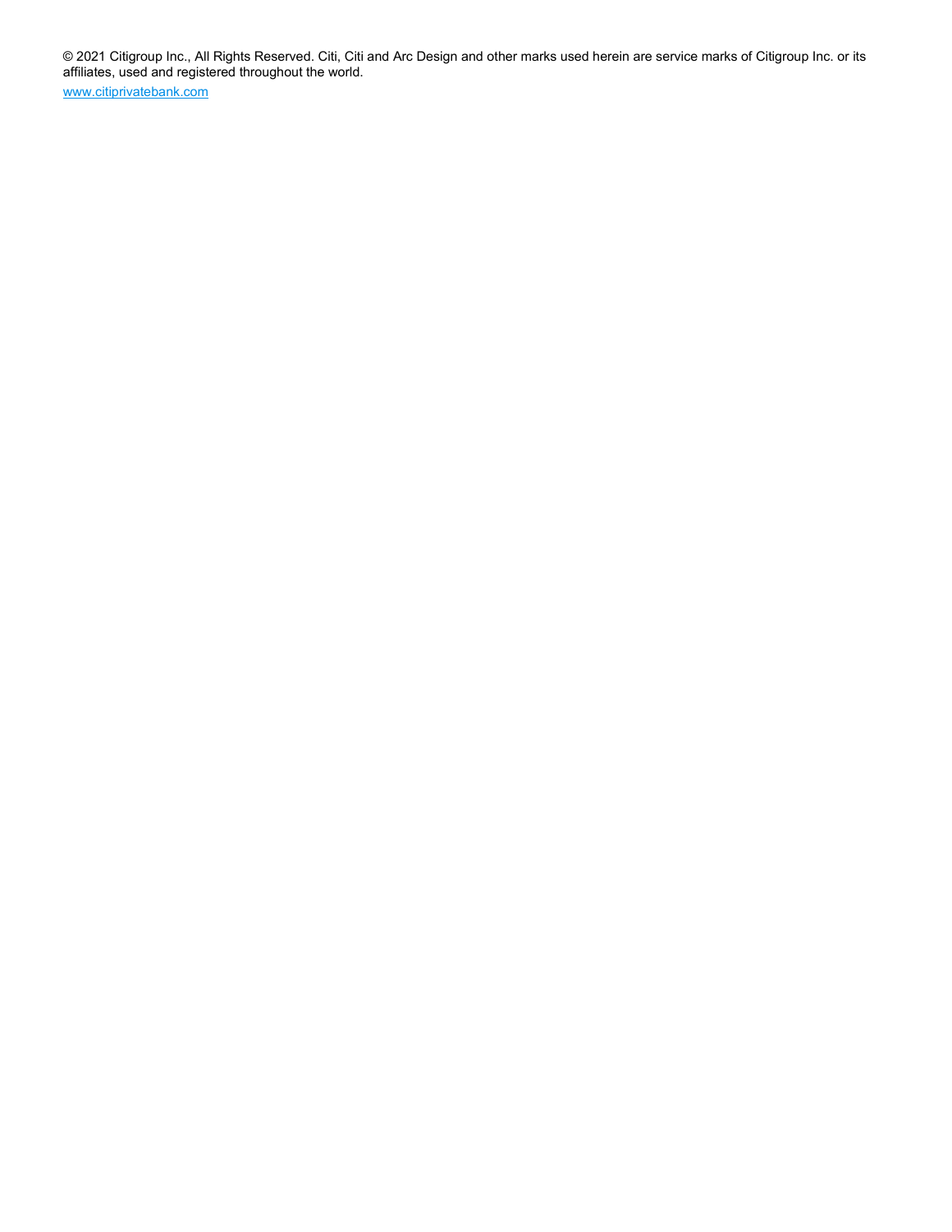© 2021 Citigroup Inc., All Rights Reserved. Citi, Citi and Arc Design and other marks used herein are service marks of Citigroup Inc. or its affiliates, used and registered throughout the world.

[www.citiprivatebank.com](http://www.citiprivatebank.com)